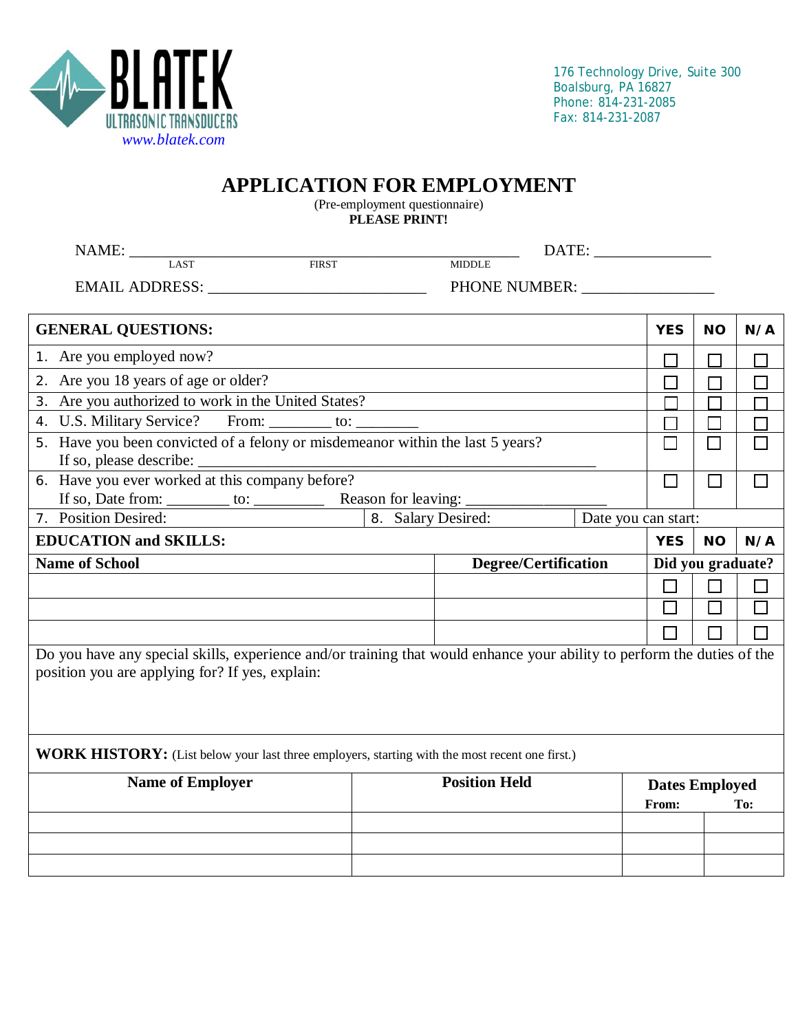**BLATEK**
ULTRASONIC TRANSDUCERS
*www.blatek.com*

176 Technology Drive, Suite 300
Boalsburg, PA 16827
Phone: 814-231-2085
Fax: 814-231-2087

# APPLICATION FOR EMPLOYMENT

(Pre-employment questionnaire)
**PLEASE PRINT!**

NAME: ___________________________________________________ DATE: _______________
LAST FIRST MIDDLE

EMAIL ADDRESS: ____________________________ PHONE NUMBER: _________________

| **GENERAL QUESTIONS:** | **YES** | **NO** | **N/A** |
|---|---|---|---|
| 1. Are you employed now? | ☐ | ☐ | ☐ |
| 2. Are you 18 years of age or older? | ☐ | ☐ | ☐ |
| 3. Are you authorized to work in the United States? | ☐ | ☐ | ☐ |
| 4. U.S. Military Service? From: ________ to: ________ | ☐ | ☐ | ☐ |
| 5. Have you been convicted of a felony or misdemeanor within the last 5 years? If so, please describe: ___________________________________________________ | ☐ | ☐ | ☐ |
| 6. Have you ever worked at this company before? If so, Date from: ________ to: _________ Reason for leaving: __________________ | ☐ | ☐ | ☐ |
| 7. Position Desired: 8. Salary Desired: Date you can start: | | | |

| **EDUCATION and SKILLS:** | | **YES** | **NO** | **N/A** |
|---|---|---|---|---|
| **Name of School** | **Degree/Certification** | **Did you graduate?** | | |
| | | ☐ | ☐ | ☐ |
| | | ☐ | ☐ | ☐ |
| | | ☐ | ☐ | ☐ |

Do you have any special skills, experience and/or training that would enhance your ability to perform the duties of the position you are applying for? If yes, explain:

**WORK HISTORY:** (List below your last three employers, starting with the most recent one first.)

| **Name of Employer** | **Position Held** | **Dates Employed** | |
|---|---|---|---|
| | | **From:** | **To:** |
| | | | |
| | | | |
| | | | |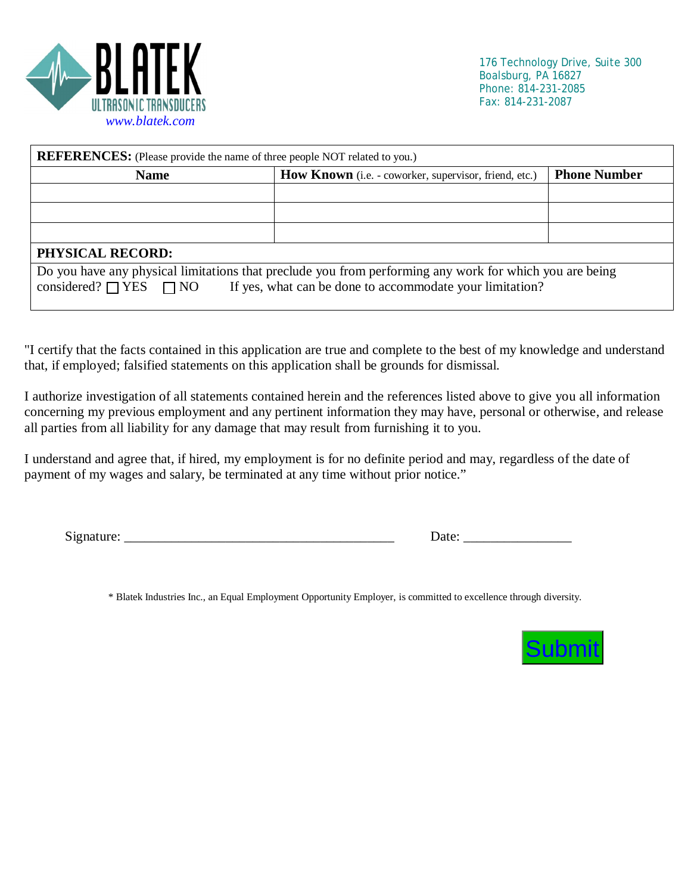BLATEK
ULTRASONIC TRANSDUCERS
*www.blatek.com*

176 Technology Drive, Suite 300
Boalsburg, PA 16827
Phone: 814-231-2085
Fax: 814-231-2087

| **REFERENCES:** (Please provide the name of three people NOT related to you.) | | |
|---|---|---|
| **Name** | **How Known** (i.e. - coworker, supervisor, friend, etc.) | **Phone Number** |
| | | |
| | | |
| | | |

**PHYSICAL RECORD:**

Do you have any physical limitations that preclude you from performing any work for which you are being considered? ☐ YES ☐ NO If yes, what can be done to accommodate your limitation?

"I certify that the facts contained in this application are true and complete to the best of my knowledge and understand that, if employed; falsified statements on this application shall be grounds for dismissal.

I authorize investigation of all statements contained herein and the references listed above to give you all information concerning my previous employment and any pertinent information they may have, personal or otherwise, and release all parties from all liability for any damage that may result from furnishing it to you.

I understand and agree that, if hired, my employment is for no definite period and may, regardless of the date of payment of my wages and salary, be terminated at any time without prior notice."

Signature: ________________________________________ Date: ________________

* Blatek Industries Inc., an Equal Employment Opportunity Employer, is committed to excellence through diversity.

Submit